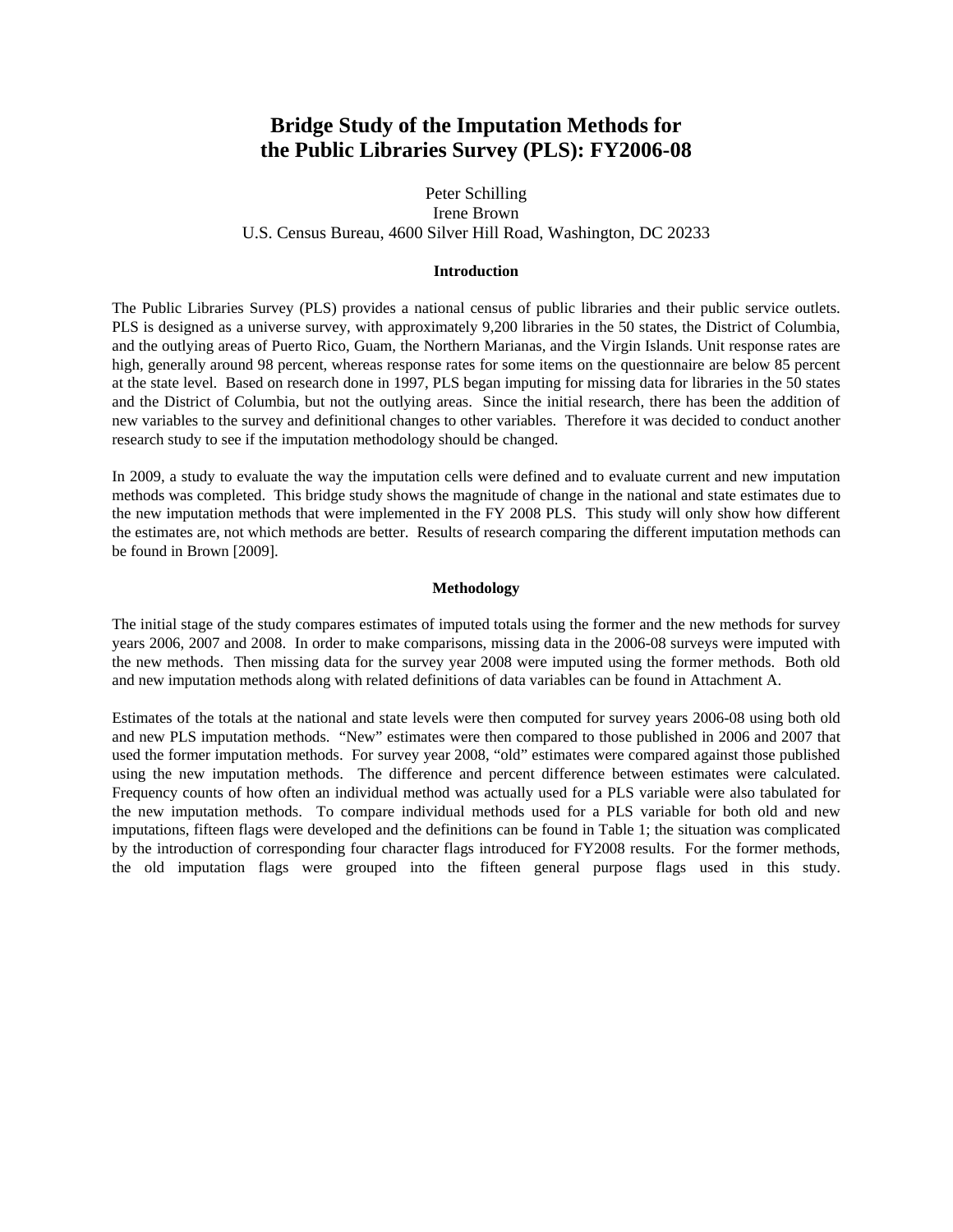# Bridge Study of the Imputation Methods for the Public Libraries Survey (PLS): FY2006-08

Peter Schilling
Irene Brown
U.S. Census Bureau, 4600 Silver Hill Road, Washington, DC 20233

## Introduction

The Public Libraries Survey (PLS) provides a national census of public libraries and their public service outlets. PLS is designed as a universe survey, with approximately 9,200 libraries in the 50 states, the District of Columbia, and the outlying areas of Puerto Rico, Guam, the Northern Marianas, and the Virgin Islands. Unit response rates are high, generally around 98 percent, whereas response rates for some items on the questionnaire are below 85 percent at the state level. Based on research done in 1997, PLS began imputing for missing data for libraries in the 50 states and the District of Columbia, but not the outlying areas. Since the initial research, there has been the addition of new variables to the survey and definitional changes to other variables. Therefore it was decided to conduct another research study to see if the imputation methodology should be changed.

In 2009, a study to evaluate the way the imputation cells were defined and to evaluate current and new imputation methods was completed. This bridge study shows the magnitude of change in the national and state estimates due to the new imputation methods that were implemented in the FY 2008 PLS. This study will only show how different the estimates are, not which methods are better. Results of research comparing the different imputation methods can be found in Brown [2009].

## Methodology

The initial stage of the study compares estimates of imputed totals using the former and the new methods for survey years 2006, 2007 and 2008. In order to make comparisons, missing data in the 2006-08 surveys were imputed with the new methods. Then missing data for the survey year 2008 were imputed using the former methods. Both old and new imputation methods along with related definitions of data variables can be found in Attachment A.

Estimates of the totals at the national and state levels were then computed for survey years 2006-08 using both old and new PLS imputation methods. "New" estimates were then compared to those published in 2006 and 2007 that used the former imputation methods. For survey year 2008, "old" estimates were compared against those published using the new imputation methods. The difference and percent difference between estimates were calculated. Frequency counts of how often an individual method was actually used for a PLS variable were also tabulated for the new imputation methods. To compare individual methods used for a PLS variable for both old and new imputations, fifteen flags were developed and the definitions can be found in Table 1; the situation was complicated by the introduction of corresponding four character flags introduced for FY2008 results. For the former methods, the old imputation flags were grouped into the fifteen general purpose flags used in this study.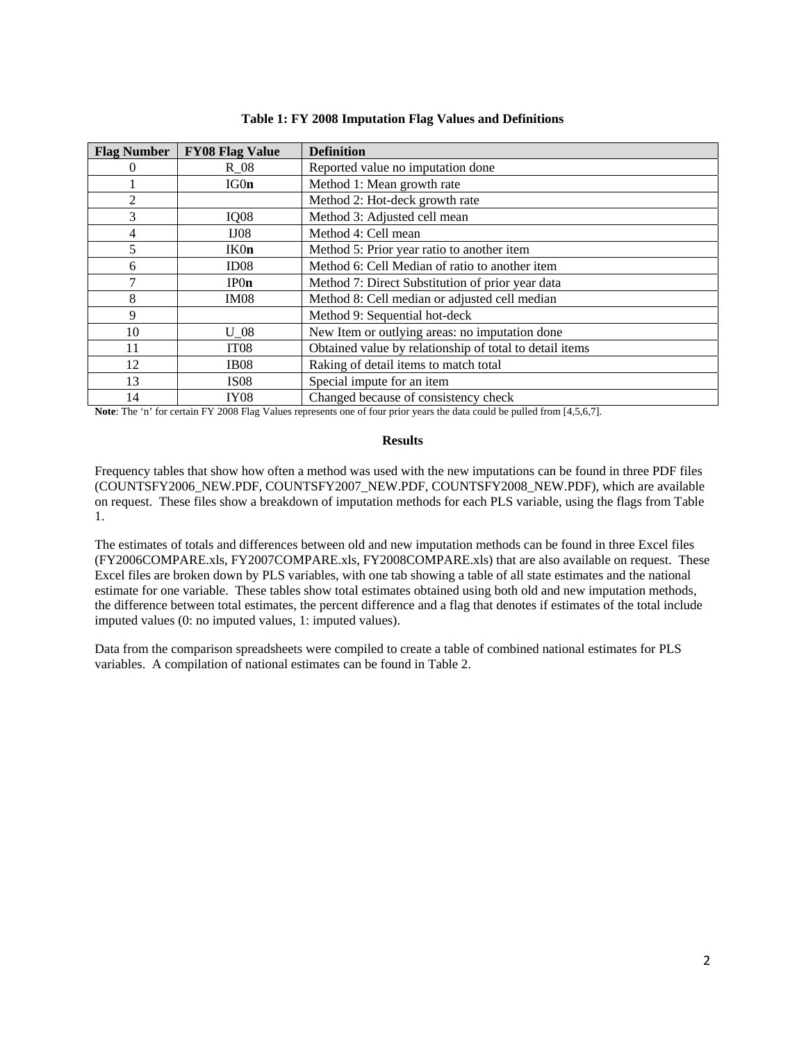**Table 1: FY 2008 Imputation Flag Values and Definitions**

| Flag Number | FY08 Flag Value | Definition |
|---|---|---|
| 0 | R_08 | Reported value no imputation done |
| 1 | IG0**n** | Method 1: Mean growth rate |
| 2 | | Method 2: Hot-deck growth rate |
| 3 | IQ08 | Method 3: Adjusted cell mean |
| 4 | IJ08 | Method 4: Cell mean |
| 5 | IK0**n** | Method 5: Prior year ratio to another item |
| 6 | ID08 | Method 6: Cell Median of ratio to another item |
| 7 | IP0**n** | Method 7: Direct Substitution of prior year data |
| 8 | IM08 | Method 8: Cell median or adjusted cell median |
| 9 | | Method 9: Sequential hot-deck |
| 10 | U_08 | New Item or outlying areas: no imputation done |
| 11 | IT08 | Obtained value by relationship of total to detail items |
| 12 | IB08 | Raking of detail items to match total |
| 13 | IS08 | Special impute for an item |
| 14 | IY08 | Changed because of consistency check |

**Note**: The 'n' for certain FY 2008 Flag Values represents one of four prior years the data could be pulled from [4,5,6,7].

## Results

Frequency tables that show how often a method was used with the new imputations can be found in three PDF files (COUNTSFY2006_NEW.PDF, COUNTSFY2007_NEW.PDF, COUNTSFY2008_NEW.PDF), which are available on request. These files show a breakdown of imputation methods for each PLS variable, using the flags from Table 1.

The estimates of totals and differences between old and new imputation methods can be found in three Excel files (FY2006COMPARE.xls, FY2007COMPARE.xls, FY2008COMPARE.xls) that are also available on request. These Excel files are broken down by PLS variables, with one tab showing a table of all state estimates and the national estimate for one variable. These tables show total estimates obtained using both old and new imputation methods, the difference between total estimates, the percent difference and a flag that denotes if estimates of the total include imputed values (0: no imputed values, 1: imputed values).

Data from the comparison spreadsheets were compiled to create a table of combined national estimates for PLS variables. A compilation of national estimates can be found in Table 2.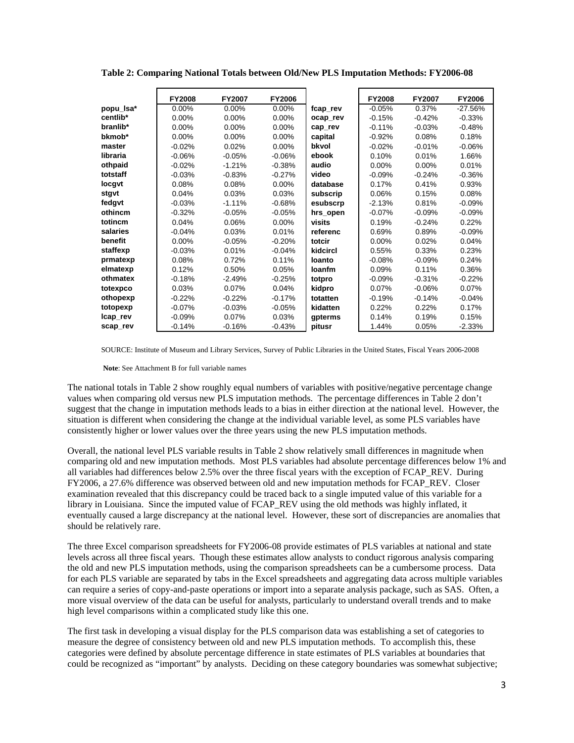**Table 2: Comparing National Totals between Old/New PLS Imputation Methods: FY2006-08**

| | FY2008 | FY2007 | FY2006 | | FY2008 | FY2007 | FY2006 |
|---|---|---|---|---|---|---|---|
| popu_lsa* | 0.00% | 0.00% | 0.00% | fcap_rev | -0.05% | 0.37% | -27.56% |
| centlib* | 0.00% | 0.00% | 0.00% | ocap_rev | -0.15% | -0.42% | -0.33% |
| branlib* | 0.00% | 0.00% | 0.00% | cap_rev | -0.11% | -0.03% | -0.48% |
| bkmob* | 0.00% | 0.00% | 0.00% | capital | -0.92% | 0.08% | 0.18% |
| master | -0.02% | 0.02% | 0.00% | bkvol | -0.02% | -0.01% | -0.06% |
| libraria | -0.06% | -0.05% | -0.06% | ebook | 0.10% | 0.01% | 1.66% |
| othpaid | -0.02% | -1.21% | -0.38% | audio | 0.00% | 0.00% | 0.01% |
| totstaff | -0.03% | -0.83% | -0.27% | video | -0.09% | -0.24% | -0.36% |
| locgvt | 0.08% | 0.08% | 0.00% | database | 0.17% | 0.41% | 0.93% |
| stgvt | 0.04% | 0.03% | 0.03% | subscrip | 0.06% | 0.15% | 0.08% |
| fedgvt | -0.03% | -1.11% | -0.68% | esubscrp | -2.13% | 0.81% | -0.09% |
| othincm | -0.32% | -0.05% | -0.05% | hrs_open | -0.07% | -0.09% | -0.09% |
| totincm | 0.04% | 0.06% | 0.00% | visits | 0.19% | -0.24% | 0.22% |
| salaries | -0.04% | 0.03% | 0.01% | referenc | 0.69% | 0.89% | -0.09% |
| benefit | 0.00% | -0.05% | -0.20% | totcir | 0.00% | 0.02% | 0.04% |
| staffexp | -0.03% | 0.01% | -0.04% | kidcircl | 0.55% | 0.33% | 0.23% |
| prmatexp | 0.08% | 0.72% | 0.11% | loanto | -0.08% | -0.09% | 0.24% |
| elmatexp | 0.12% | 0.50% | 0.05% | loanfm | 0.09% | 0.11% | 0.36% |
| othmatex | -0.18% | -2.49% | -0.25% | totpro | -0.09% | -0.31% | -0.22% |
| totexpco | 0.03% | 0.07% | 0.04% | kidpro | 0.07% | -0.06% | 0.07% |
| othopexp | -0.22% | -0.22% | -0.17% | totatten | -0.19% | -0.14% | -0.04% |
| totopexp | -0.07% | -0.03% | -0.05% | kidatten | 0.22% | 0.22% | 0.17% |
| lcap_rev | -0.09% | 0.07% | 0.03% | gpterms | 0.14% | 0.19% | 0.15% |
| scap_rev | -0.14% | -0.16% | -0.43% | pitusr | 1.44% | 0.05% | -2.33% |

SOURCE: Institute of Museum and Library Services, Survey of Public Libraries in the United States, Fiscal Years 2006-2008

**Note**: See Attachment B for full variable names

The national totals in Table 2 show roughly equal numbers of variables with positive/negative percentage change values when comparing old versus new PLS imputation methods. The percentage differences in Table 2 don't suggest that the change in imputation methods leads to a bias in either direction at the national level. However, the situation is different when considering the change at the individual variable level, as some PLS variables have consistently higher or lower values over the three years using the new PLS imputation methods.

Overall, the national level PLS variable results in Table 2 show relatively small differences in magnitude when comparing old and new imputation methods. Most PLS variables had absolute percentage differences below 1% and all variables had differences below 2.5% over the three fiscal years with the exception of FCAP_REV. During FY2006, a 27.6% difference was observed between old and new imputation methods for FCAP_REV. Closer examination revealed that this discrepancy could be traced back to a single imputed value of this variable for a library in Louisiana. Since the imputed value of FCAP_REV using the old methods was highly inflated, it eventually caused a large discrepancy at the national level. However, these sort of discrepancies are anomalies that should be relatively rare.

The three Excel comparison spreadsheets for FY2006-08 provide estimates of PLS variables at national and state levels across all three fiscal years. Though these estimates allow analysts to conduct rigorous analysis comparing the old and new PLS imputation methods, using the comparison spreadsheets can be a cumbersome process. Data for each PLS variable are separated by tabs in the Excel spreadsheets and aggregating data across multiple variables can require a series of copy-and-paste operations or import into a separate analysis package, such as SAS. Often, a more visual overview of the data can be useful for analysts, particularly to understand overall trends and to make high level comparisons within a complicated study like this one.

The first task in developing a visual display for the PLS comparison data was establishing a set of categories to measure the degree of consistency between old and new PLS imputation methods. To accomplish this, these categories were defined by absolute percentage difference in state estimates of PLS variables at boundaries that could be recognized as "important" by analysts. Deciding on these category boundaries was somewhat subjective;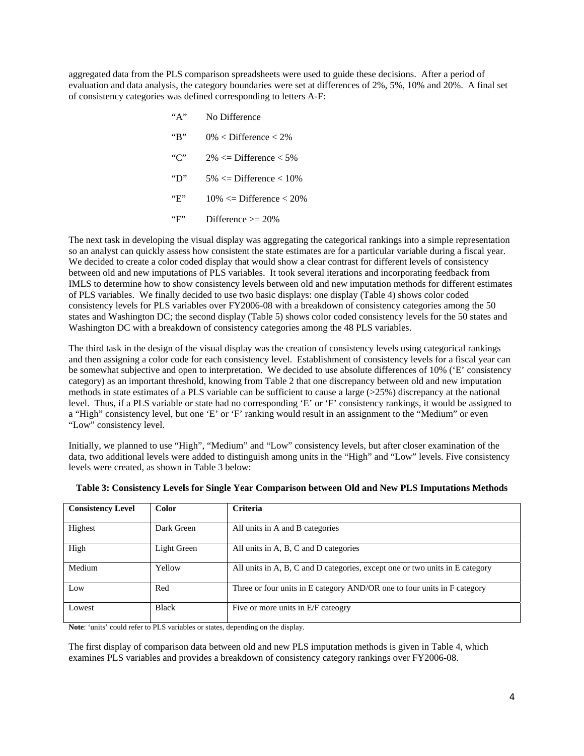aggregated data from the PLS comparison spreadsheets were used to guide these decisions. After a period of evaluation and data analysis, the category boundaries were set at differences of 2%, 5%, 10% and 20%. A final set of consistency categories was defined corresponding to letters A-F:

| | |
|---|---|
| "A" | No Difference |
| "B" | 0% < Difference < 2% |
| "C" | 2% <= Difference < 5% |
| "D" | 5% <= Difference < 10% |
| "E" | 10% <= Difference < 20% |
| "F" | Difference >= 20% |

The next task in developing the visual display was aggregating the categorical rankings into a simple representation so an analyst can quickly assess how consistent the state estimates are for a particular variable during a fiscal year. We decided to create a color coded display that would show a clear contrast for different levels of consistency between old and new imputations of PLS variables. It took several iterations and incorporating feedback from IMLS to determine how to show consistency levels between old and new imputation methods for different estimates of PLS variables. We finally decided to use two basic displays: one display (Table 4) shows color coded consistency levels for PLS variables over FY2006-08 with a breakdown of consistency categories among the 50 states and Washington DC; the second display (Table 5) shows color coded consistency levels for the 50 states and Washington DC with a breakdown of consistency categories among the 48 PLS variables.

The third task in the design of the visual display was the creation of consistency levels using categorical rankings and then assigning a color code for each consistency level. Establishment of consistency levels for a fiscal year can be somewhat subjective and open to interpretation. We decided to use absolute differences of 10% ('E' consistency category) as an important threshold, knowing from Table 2 that one discrepancy between old and new imputation methods in state estimates of a PLS variable can be sufficient to cause a large (>25%) discrepancy at the national level. Thus, if a PLS variable or state had no corresponding 'E' or 'F' consistency rankings, it would be assigned to a "High" consistency level, but one 'E' or 'F' ranking would result in an assignment to the "Medium" or even "Low" consistency level.

Initially, we planned to use "High", "Medium" and "Low" consistency levels, but after closer examination of the data, two additional levels were added to distinguish among units in the "High" and "Low" levels. Five consistency levels were created, as shown in Table 3 below:

**Table 3: Consistency Levels for Single Year Comparison between Old and New PLS Imputations Methods**

| Consistency Level | Color | Criteria |
|---|---|---|
| Highest | Dark Green | All units in A and B categories |
| High | Light Green | All units in A, B, C and D categories |
| Medium | Yellow | All units in A, B, C and D categories, except one or two units in E category |
| Low | Red | Three or four units in E category AND/OR one to four units in F category |
| Lowest | Black | Five or more units in E/F cateogry |

**Note**: 'units' could refer to PLS variables or states, depending on the display.

The first display of comparison data between old and new PLS imputation methods is given in Table 4, which examines PLS variables and provides a breakdown of consistency category rankings over FY2006-08.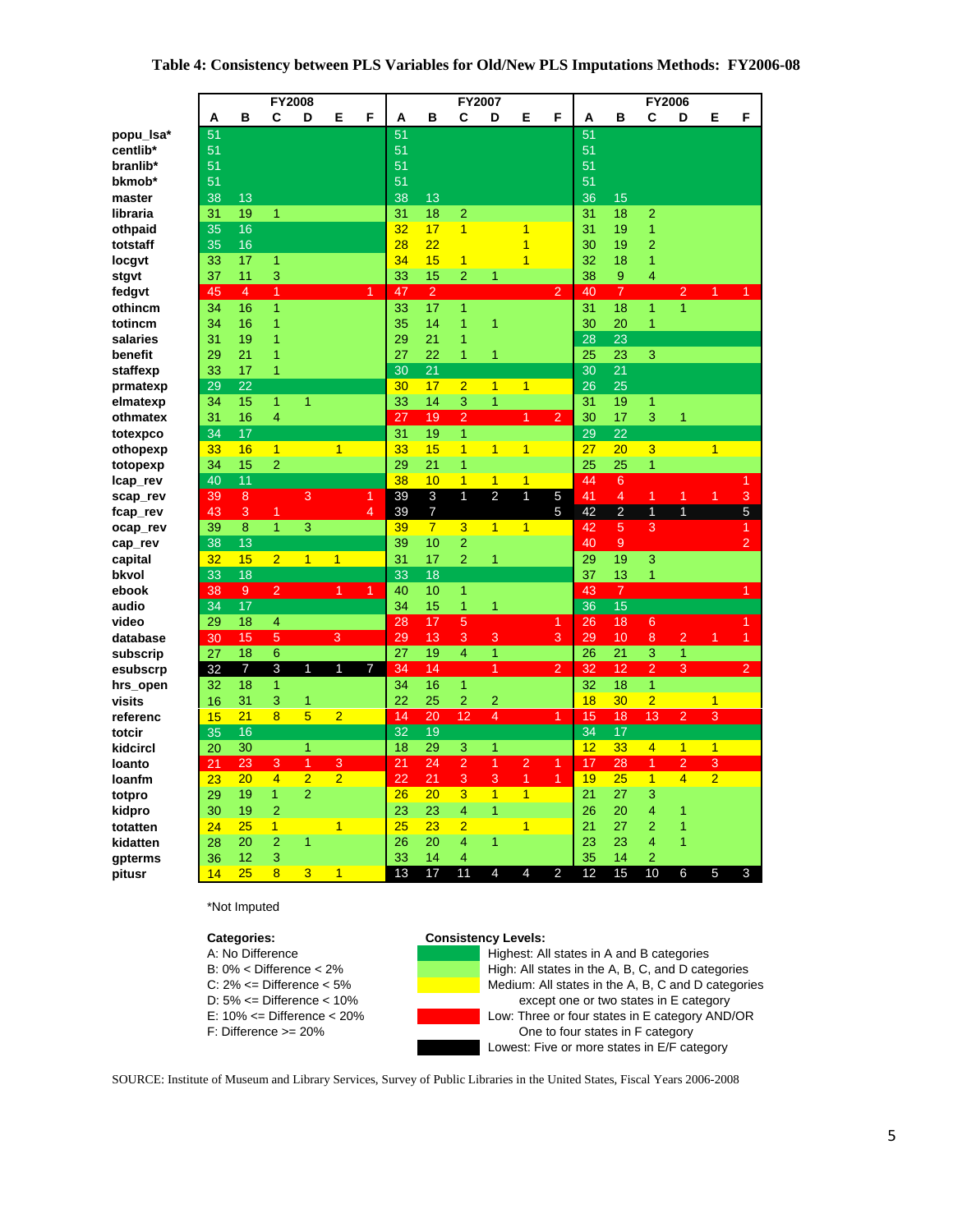**Table 4: Consistency between PLS Variables for Old/New PLS Imputations Methods: FY2006-08**

| | FY2008 | | | | | | FY2007 | | | | | | FY2006 | | | | | |
|---|---|---|---|---|---|---|---|---|---|---|---|---|---|---|---|---|---|---|
| | A | B | C | D | E | F | A | B | C | D | E | F | A | B | C | D | E | F |
| popu_lsa* | 51 | | | | | | 51 | | | | | | 51 | | | | | |
| centlib* | 51 | | | | | | 51 | | | | | | 51 | | | | | |
| branlib* | 51 | | | | | | 51 | | | | | | 51 | | | | | |
| bkmob* | 51 | | | | | | 51 | | | | | | 51 | | | | | |
| master | 38 | 13 | | | | | 38 | 13 | | | | | 36 | 15 | | | | |
| libraria | 31 | 19 | 1 | | | | 31 | 18 | 2 | | | | 31 | 18 | 2 | | | |
| othpaid | 35 | 16 | | | | | 32 | 17 | 1 | | 1 | | 31 | 19 | 1 | | | |
| totstaff | 35 | 16 | | | | | 28 | 22 | | | 1 | | 30 | 19 | 2 | | | |
| locgvt | 33 | 17 | 1 | | | | 34 | 15 | 1 | | 1 | | 32 | 18 | 1 | | | |
| stgvt | 37 | 11 | 3 | | | | 33 | 15 | 2 | 1 | | | 38 | 9 | 4 | | | |
| fedgvt | 45 | 4 | 1 | | | 1 | 47 | 2 | | | | 2 | 40 | 7 | | 2 | 1 | 1 |
| othincm | 34 | 16 | 1 | | | | 33 | 17 | 1 | | | | 31 | 18 | 1 | 1 | | |
| totincm | 34 | 16 | 1 | | | | 35 | 14 | 1 | 1 | | | 30 | 20 | 1 | | | |
| salaries | 31 | 19 | 1 | | | | 29 | 21 | 1 | | | | 28 | 23 | | | | |
| benefit | 29 | 21 | 1 | | | | 27 | 22 | 1 | 1 | | | 25 | 23 | 3 | | | |
| staffexp | 33 | 17 | 1 | | | | 30 | 21 | | | | | 30 | 21 | | | | |
| prmatexp | 29 | 22 | | | | | 30 | 17 | 2 | 1 | 1 | | 26 | 25 | | | | |
| elmatexp | 34 | 15 | 1 | 1 | | | 33 | 14 | 3 | 1 | | | 31 | 19 | 1 | | | |
| othmatex | 31 | 16 | 4 | | | | 27 | 19 | 2 | | 1 | 2 | 30 | 17 | 3 | 1 | | |
| totexpco | 34 | 17 | | | | | 31 | 19 | 1 | | | | 29 | 22 | | | | |
| othopexp | 33 | 16 | 1 | | 1 | | 33 | 15 | 1 | 1 | 1 | | 27 | 20 | 3 | | 1 | |
| totopexp | 34 | 15 | 2 | | | | 29 | 21 | 1 | | | | 25 | 25 | 1 | | | |
| lcap_rev | 40 | 11 | | | | | 38 | 10 | 1 | 1 | 1 | | 44 | 6 | | | | 1 |
| scap_rev | 39 | 8 | | 3 | | 1 | 39 | 3 | 1 | 2 | 1 | 5 | 41 | 4 | 1 | 1 | 1 | 3 |
| fcap_rev | 43 | 3 | 1 | | | 4 | 39 | 7 | | | | 5 | 42 | 2 | 1 | 1 | | 5 |
| ocap_rev | 39 | 8 | 1 | 3 | | | 39 | 7 | 3 | 1 | 1 | | 42 | 5 | 3 | | | 1 |
| cap_rev | 38 | 13 | | | | | 39 | 10 | 2 | | | | 40 | 9 | | | | 2 |
| capital | 32 | 15 | 2 | 1 | 1 | | 31 | 17 | 2 | 1 | | | 29 | 19 | 3 | | | |
| bkvol | 33 | 18 | | | | | 33 | 18 | | | | | 37 | 13 | 1 | | | |
| ebook | 38 | 9 | 2 | | 1 | 1 | 40 | 10 | 1 | | | | 43 | 7 | | | | 1 |
| audio | 34 | 17 | | | | | 34 | 15 | 1 | 1 | | | 36 | 15 | | | | |
| video | 29 | 18 | 4 | | | | 28 | 17 | 5 | | | 1 | 26 | 18 | 6 | | | 1 |
| database | 30 | 15 | 5 | | 3 | | 29 | 13 | 3 | 3 | | 3 | 29 | 10 | 8 | 2 | 1 | 1 |
| subscrip | 27 | 18 | 6 | | | | 27 | 19 | 4 | 1 | | | 26 | 21 | 3 | 1 | | |
| esubscrp | 32 | 7 | 3 | 1 | 1 | 7 | 34 | 14 | | 1 | | 2 | 32 | 12 | 2 | 3 | | 2 |
| hrs_open | 32 | 18 | 1 | | | | 34 | 16 | 1 | | | | 32 | 18 | 1 | | | |
| visits | 16 | 31 | 3 | 1 | | | 22 | 25 | 2 | 2 | | | 18 | 30 | 2 | | 1 | |
| referenc | 15 | 21 | 8 | 5 | 2 | | 14 | 20 | 12 | 4 | | 1 | 15 | 18 | 13 | 2 | 3 | |
| totcir | 35 | 16 | | | | | 32 | 19 | | | | | 34 | 17 | | | | |
| kidcircl | 20 | 30 | | 1 | | | 18 | 29 | 3 | 1 | | | 12 | 33 | 4 | 1 | 1 | |
| loanto | 21 | 23 | 3 | 1 | 3 | | 21 | 24 | 2 | 1 | 2 | 1 | 17 | 28 | 1 | 2 | 3 | |
| loanfm | 23 | 20 | 4 | 2 | 2 | | 22 | 21 | 3 | 3 | 1 | 1 | 19 | 25 | 1 | 4 | 2 | |
| totpro | 29 | 19 | 1 | 2 | | | 26 | 20 | 3 | 1 | 1 | | 21 | 27 | 3 | | | |
| kidpro | 30 | 19 | 2 | | | | 23 | 23 | 4 | 1 | | | 26 | 20 | 4 | 1 | | |
| totatten | 24 | 25 | 1 | | 1 | | 25 | 23 | 2 | | 1 | | 21 | 27 | 2 | 1 | | |
| kidatten | 28 | 20 | 2 | 1 | | | 26 | 20 | 4 | 1 | | | 23 | 23 | 4 | 1 | | |
| gpterms | 36 | 12 | 3 | | | | 33 | 14 | 4 | | | | 35 | 14 | 2 | | | |
| pitusr | 14 | 25 | 8 | 3 | 1 | | 13 | 17 | 11 | 4 | 4 | 2 | 12 | 15 | 10 | 6 | 5 | 3 |

*Not Imputed

**Categories:**
- A: No Difference
- B: 0% < Difference < 2%
- C: 2% <= Difference < 5%
- D: 5% <= Difference < 10%
- E: 10% <= Difference < 20%
- F: Difference >= 20%

**Consistency Levels:**
- (Dark green) Highest: All states in A and B categories
- (Light green) High: All states in the A, B, C, and D categories
- (Yellow) Medium: All states in the A, B, C and D categories except one or two states in E category
- (Red) Low: Three or four states in E category AND/OR One to four states in F category
- (Black) Lowest: Five or more states in E/F category

SOURCE: Institute of Museum and Library Services, Survey of Public Libraries in the United States, Fiscal Years 2006-2008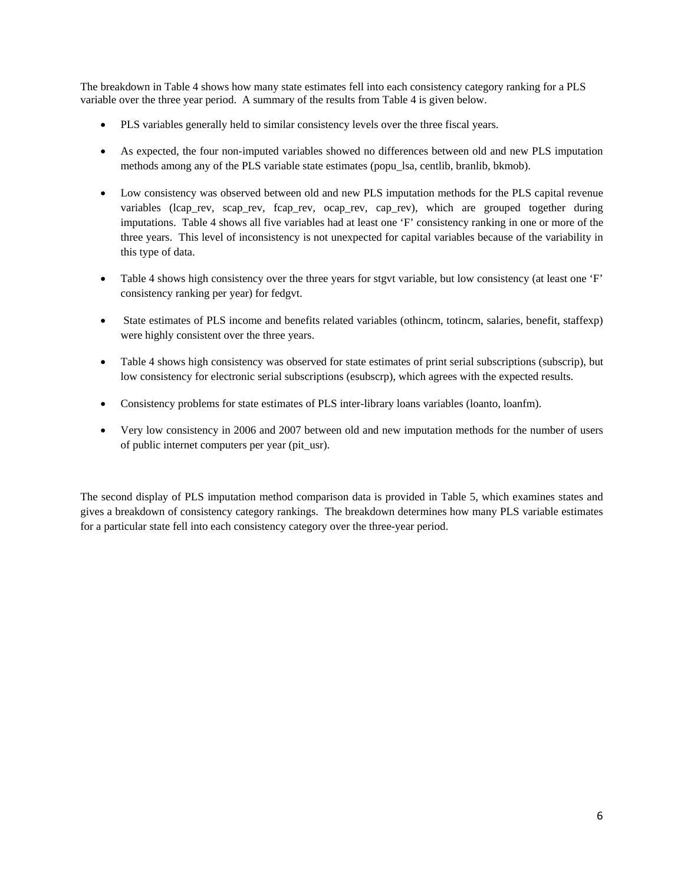The breakdown in Table 4 shows how many state estimates fell into each consistency category ranking for a PLS variable over the three year period. A summary of the results from Table 4 is given below.

- PLS variables generally held to similar consistency levels over the three fiscal years.
- As expected, the four non-imputed variables showed no differences between old and new PLS imputation methods among any of the PLS variable state estimates (popu_lsa, centlib, branlib, bkmob).
- Low consistency was observed between old and new PLS imputation methods for the PLS capital revenue variables (lcap_rev, scap_rev, fcap_rev, ocap_rev, cap_rev), which are grouped together during imputations. Table 4 shows all five variables had at least one 'F' consistency ranking in one or more of the three years. This level of inconsistency is not unexpected for capital variables because of the variability in this type of data.
- Table 4 shows high consistency over the three years for stgvt variable, but low consistency (at least one 'F' consistency ranking per year) for fedgvt.
- State estimates of PLS income and benefits related variables (othincm, totincm, salaries, benefit, staffexp) were highly consistent over the three years.
- Table 4 shows high consistency was observed for state estimates of print serial subscriptions (subscrip), but low consistency for electronic serial subscriptions (esubscrp), which agrees with the expected results.
- Consistency problems for state estimates of PLS inter-library loans variables (loanto, loanfm).
- Very low consistency in 2006 and 2007 between old and new imputation methods for the number of users of public internet computers per year (pit_usr).

The second display of PLS imputation method comparison data is provided in Table 5, which examines states and gives a breakdown of consistency category rankings. The breakdown determines how many PLS variable estimates for a particular state fell into each consistency category over the three-year period.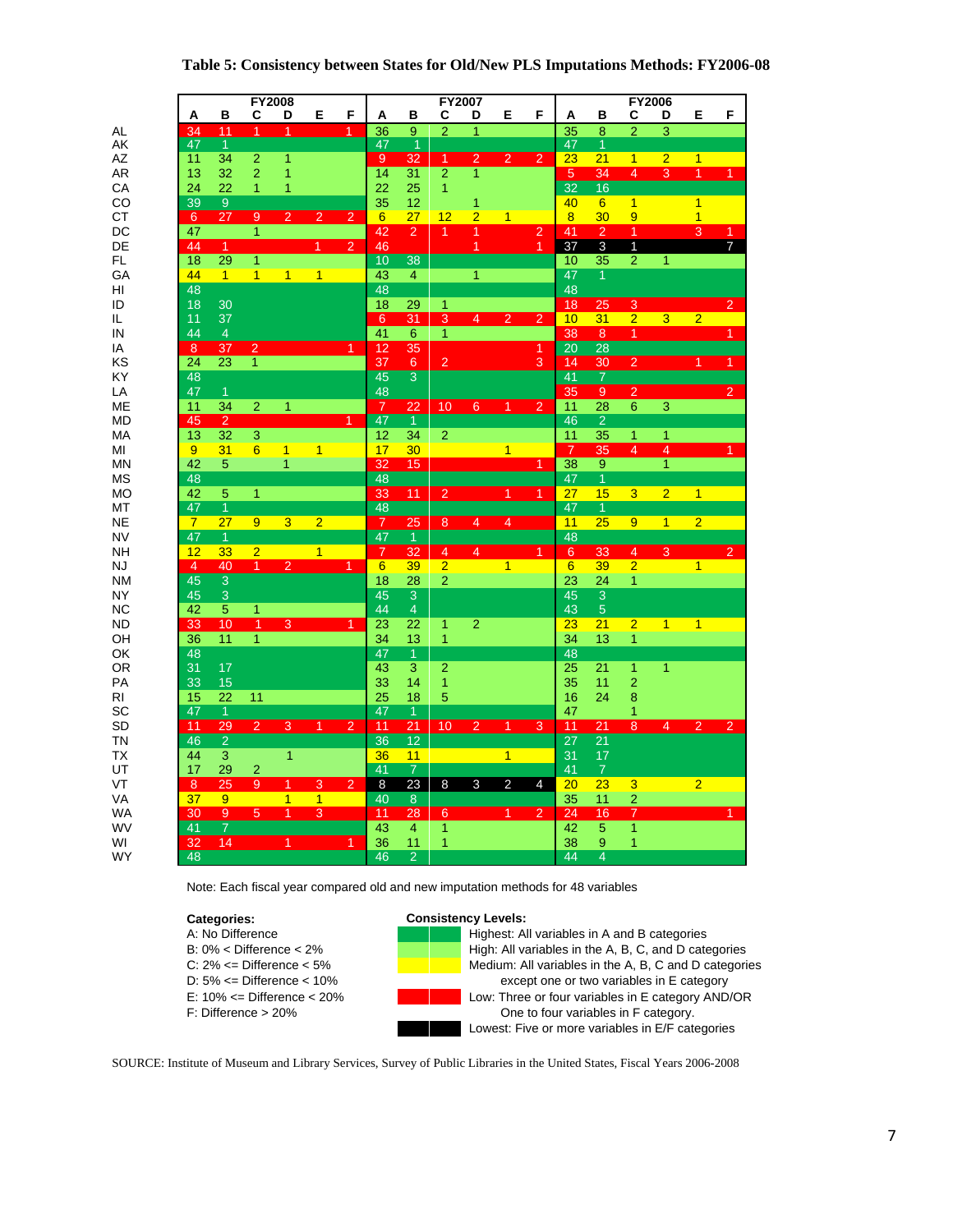**Table 5: Consistency between States for Old/New PLS Imputations Methods: FY2006-08**

| | FY2008 | | | | | | FY2007 | | | | | | FY2006 | | | | | |
|---|---|---|---|---|---|---|---|---|---|---|---|---|---|---|---|---|---|---|
| | A | B | C | D | E | F | A | B | C | D | E | F | A | B | C | D | E | F |
| AL | 34 | 11 | 1 | 1 | | 1 | 36 | 9 | 2 | 1 | | | 35 | 8 | 2 | 3 | | |
| AK | 47 | 1 | | | | | 47 | 1 | | | | | 47 | 1 | | | | |
| AZ | 11 | 34 | 2 | 1 | | | 9 | 32 | 1 | 2 | 2 | 2 | 23 | 21 | 1 | 2 | 1 | |
| AR | 13 | 32 | 2 | 1 | | | 14 | 31 | 2 | 1 | | | 5 | 34 | 4 | 3 | 1 | 1 |
| CA | 24 | 22 | 1 | 1 | | | 22 | 25 | 1 | | | | 32 | 16 | | | | |
| CO | 39 | 9 | | | | | 35 | 12 | | 1 | | | 40 | 6 | 1 | | 1 | |
| CT | 6 | 27 | 9 | 2 | 2 | 2 | 6 | 27 | 12 | 2 | 1 | | 8 | 30 | 9 | | 1 | |
| DC | 47 | | 1 | | | | 42 | 2 | 1 | 1 | | 2 | 41 | 2 | 1 | | 3 | 1 |
| DE | 44 | 1 | | | 1 | 2 | 46 | | | 1 | | 1 | 37 | 3 | 1 | | | 7 |
| FL | 18 | 29 | 1 | | | | 10 | 38 | | | | | 10 | 35 | 2 | 1 | | |
| GA | 44 | 1 | 1 | 1 | 1 | | 43 | 4 | | 1 | | | 47 | 1 | | | | |
| HI | 48 | | | | | | 48 | | | | | | 48 | | | | | |
| ID | 18 | 30 | | | | | 18 | 29 | 1 | | | | 18 | 25 | 3 | | | 2 |
| IL | 11 | 37 | | | | | 6 | 31 | 3 | 4 | 2 | 2 | 10 | 31 | 2 | 3 | 2 | |
| IN | 44 | 4 | | | | | 41 | 6 | 1 | | | | 38 | 8 | 1 | | | 1 |
| IA | 8 | 37 | 2 | | | 1 | 12 | 35 | | | | 1 | 20 | 28 | | | | |
| KS | 24 | 23 | 1 | | | | 37 | 6 | 2 | | | 3 | 14 | 30 | 2 | | 1 | 1 |
| KY | 48 | | | | | | 45 | 3 | | | | | 41 | 7 | | | | |
| LA | 47 | 1 | | | | | 48 | | | | | | 35 | 9 | 2 | | | 2 |
| ME | 11 | 34 | 2 | 1 | | | 7 | 22 | 10 | 6 | 1 | 2 | 11 | 28 | 6 | 3 | | |
| MD | 45 | 2 | | | | 1 | 47 | 1 | | | | | 46 | 2 | | | | |
| MA | 13 | 32 | 3 | | | | 12 | 34 | 2 | | | | 11 | 35 | 1 | 1 | | |
| MI | 9 | 31 | 6 | 1 | 1 | | 17 | 30 | | | 1 | | 7 | 35 | 4 | 4 | | 1 |
| MN | 42 | 5 | | 1 | | | 32 | 15 | | | | 1 | 38 | 9 | | 1 | | |
| MS | 48 | | | | | | 48 | | | | | | 47 | 1 | | | | |
| MO | 42 | 5 | 1 | | | | 33 | 11 | 2 | | 1 | 1 | 27 | 15 | 3 | 2 | 1 | |
| MT | 47 | 1 | | | | | 48 | | | | | | 47 | 1 | | | | |
| NE | 7 | 27 | 9 | 3 | 2 | | 7 | 25 | 8 | 4 | 4 | | 11 | 25 | 9 | 1 | 2 | |
| NV | 47 | 1 | | | | | 47 | 1 | | | | | 48 | | | | | |
| NH | 12 | 33 | 2 | | 1 | | 7 | 32 | 4 | 4 | | 1 | 6 | 33 | 4 | 3 | | 2 |
| NJ | 4 | 40 | 1 | 2 | | 1 | 6 | 39 | 2 | | 1 | | 6 | 39 | 2 | | 1 | |
| NM | 45 | 3 | | | | | 18 | 28 | 2 | | | | 23 | 24 | 1 | | | |
| NY | 45 | 3 | | | | | 45 | 3 | | | | | 45 | 3 | | | | |
| NC | 42 | 5 | 1 | | | | 44 | 4 | | | | | 43 | 5 | | | | |
| ND | 33 | 10 | 1 | 3 | | 1 | 23 | 22 | 1 | 2 | | | 23 | 21 | 2 | 1 | 1 | |
| OH | 36 | 11 | 1 | | | | 34 | 13 | 1 | | | | 34 | 13 | 1 | | | |
| OK | 48 | | | | | | 47 | 1 | | | | | 48 | | | | | |
| OR | 31 | 17 | | | | | 43 | 3 | 2 | | | | 25 | 21 | 1 | 1 | | |
| PA | 33 | 15 | | | | | 33 | 14 | 1 | | | | 35 | 11 | 2 | | | |
| RI | 15 | 22 | 11 | | | | 25 | 18 | 5 | | | | 16 | 24 | 8 | | | |
| SC | 47 | 1 | | | | | 47 | 1 | | | | | 47 | | 1 | | | |
| SD | 11 | 29 | 2 | 3 | 1 | 2 | 11 | 21 | 10 | 2 | 1 | 3 | 11 | 21 | 8 | 4 | 2 | 2 |
| TN | 46 | 2 | | | | | 36 | 12 | | | | | 27 | 21 | | | | |
| TX | 44 | 3 | | 1 | | | 36 | 11 | | | 1 | | 31 | 17 | | | | |
| UT | 17 | 29 | 2 | | | | 41 | 7 | | | | | 41 | 7 | | | | |
| VT | 8 | 25 | 9 | 1 | 3 | 2 | 8 | 23 | 8 | 3 | 2 | 4 | 20 | 23 | 3 | | 2 | |
| VA | 37 | 9 | | 1 | 1 | | 40 | 8 | | | | | 35 | 11 | 2 | | | |
| WA | 30 | 9 | 5 | 1 | 3 | | 11 | 28 | 6 | | 1 | 2 | 24 | 16 | 7 | | | 1 |
| WV | 41 | 7 | | | | | 43 | 4 | 1 | | | | 42 | 5 | 1 | | | |
| WI | 32 | 14 | | 1 | | 1 | 36 | 11 | 1 | | | | 38 | 9 | 1 | | | |
| WY | 48 | | | | | | 46 | 2 | | | | | 44 | 4 | | | | |

Note: Each fiscal year compared old and new imputation methods for 48 variables

**Categories:**
- A: No Difference
- B: 0% < Difference < 2%
- C: 2% <= Difference < 5%
- D: 5% <= Difference < 10%
- E: 10% <= Difference < 20%
- F: Difference > 20%

**Consistency Levels:**
- (Dark green) Highest: All variables in A and B categories
- (Light green) High: All variables in the A, B, C, and D categories
- (Yellow) Medium: All variables in the A, B, C and D categories except one or two variables in E category
- (Red) Low: Three or four variables in E category AND/OR One to four variables in F category.
- (Black) Lowest: Five or more variables in E/F categories

SOURCE: Institute of Museum and Library Services, Survey of Public Libraries in the United States, Fiscal Years 2006-2008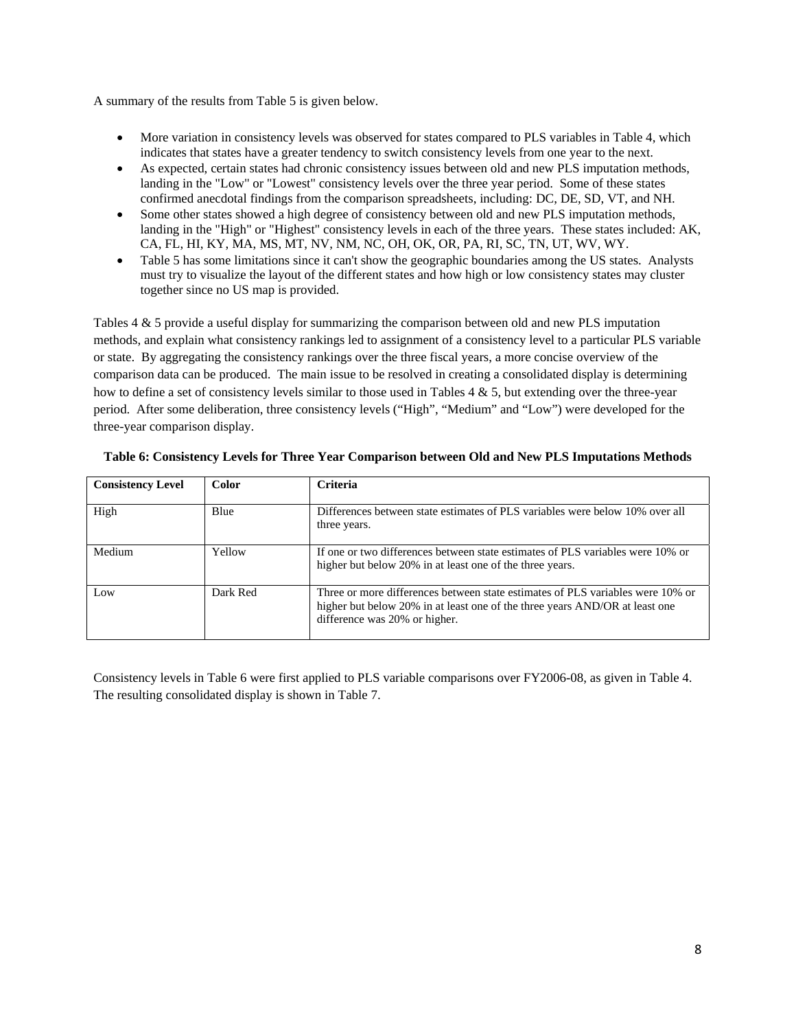A summary of the results from Table 5 is given below.

- More variation in consistency levels was observed for states compared to PLS variables in Table 4, which indicates that states have a greater tendency to switch consistency levels from one year to the next.
- As expected, certain states had chronic consistency issues between old and new PLS imputation methods, landing in the "Low" or "Lowest" consistency levels over the three year period. Some of these states confirmed anecdotal findings from the comparison spreadsheets, including: DC, DE, SD, VT, and NH.
- Some other states showed a high degree of consistency between old and new PLS imputation methods, landing in the "High" or "Highest" consistency levels in each of the three years. These states included: AK, CA, FL, HI, KY, MA, MS, MT, NV, NM, NC, OH, OK, OR, PA, RI, SC, TN, UT, WV, WY.
- Table 5 has some limitations since it can't show the geographic boundaries among the US states. Analysts must try to visualize the layout of the different states and how high or low consistency states may cluster together since no US map is provided.

Tables 4 & 5 provide a useful display for summarizing the comparison between old and new PLS imputation methods, and explain what consistency rankings led to assignment of a consistency level to a particular PLS variable or state. By aggregating the consistency rankings over the three fiscal years, a more concise overview of the comparison data can be produced. The main issue to be resolved in creating a consolidated display is determining how to define a set of consistency levels similar to those used in Tables 4 & 5, but extending over the three-year period. After some deliberation, three consistency levels ("High", "Medium" and "Low") were developed for the three-year comparison display.

**Table 6: Consistency Levels for Three Year Comparison between Old and New PLS Imputations Methods**

| Consistency Level | Color | Criteria |
|---|---|---|
| High | Blue | Differences between state estimates of PLS variables were below 10% over all three years. |
| Medium | Yellow | If one or two differences between state estimates of PLS variables were 10% or higher but below 20% in at least one of the three years. |
| Low | Dark Red | Three or more differences between state estimates of PLS variables were 10% or higher but below 20% in at least one of the three years AND/OR at least one difference was 20% or higher. |

Consistency levels in Table 6 were first applied to PLS variable comparisons over FY2006-08, as given in Table 4. The resulting consolidated display is shown in Table 7.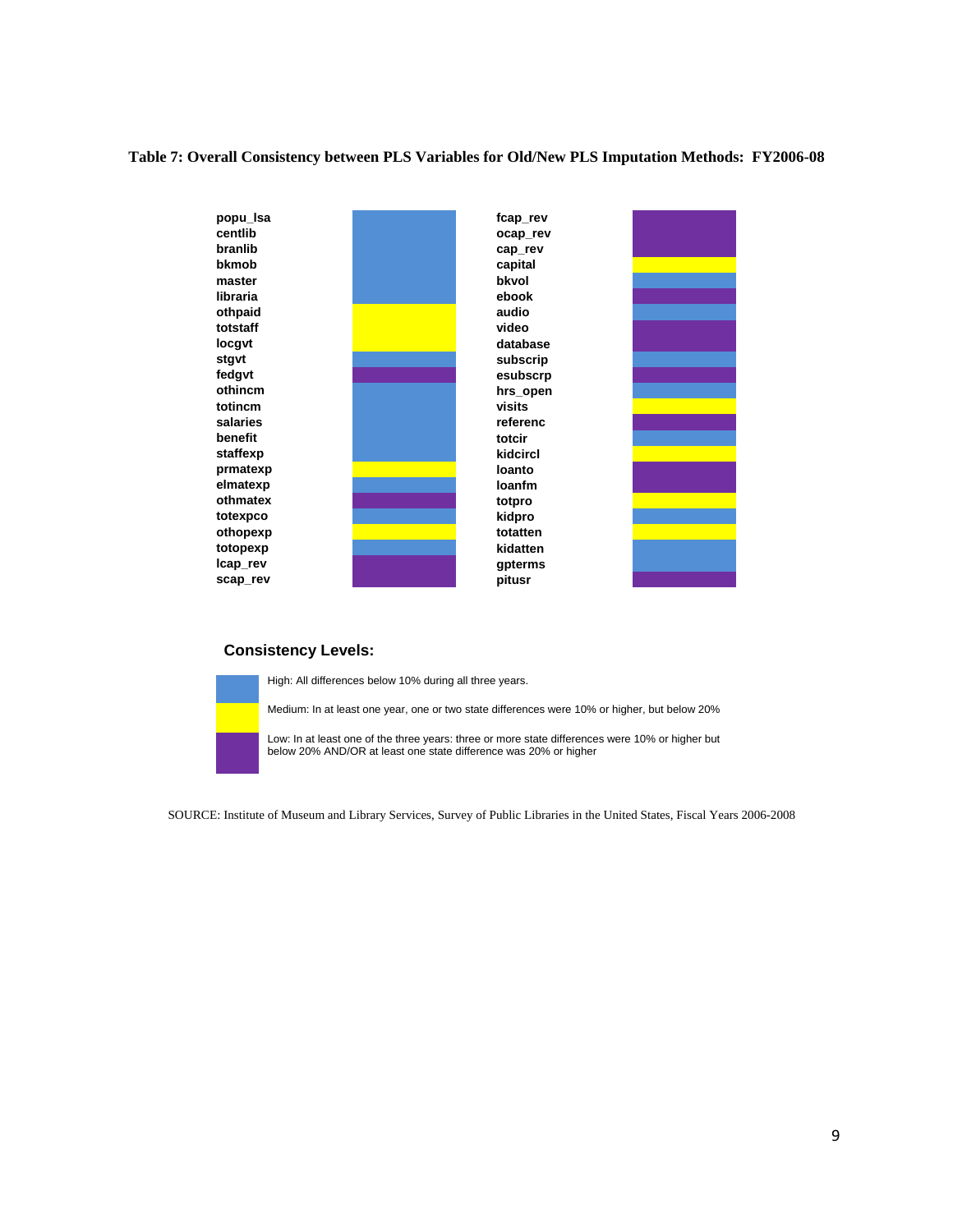**Table 7: Overall Consistency between PLS Variables for Old/New PLS Imputation Methods: FY2006-08**

| Variable | Consistency Level | Variable | Consistency Level |
|---|---|---|---|
| popu_lsa | High | fcap_rev | Low |
| centlib | High | ocap_rev | Low |
| branlib | High | cap_rev | Low |
| bkmob | High | capital | Medium |
| master | High | bkvol | High |
| libraria | High | ebook | Low |
| othpaid | Medium | audio | High |
| totstaff | Medium | video | Low |
| locgvt | Medium | database | Low |
| stgvt | High | subscrip | High |
| fedgvt | Low | esubscrp | Low |
| othincm | High | hrs_open | High |
| totincm | High | visits | Medium |
| salaries | High | referenc | Low |
| benefit | High | totcir | High |
| staffexp | High | kidcircl | Medium |
| prmatexp | Medium | loanto | Low |
| elmatexp | High | loanfm | Low |
| othmatex | Low | totpro | Medium |
| totexpco | High | kidpro | High |
| othopexp | Medium | totatten | Medium |
| totopexp | High | kidatten | High |
| lcap_rev | Low | gpterms | High |
| scap_rev | Low | pitusr | Low |

**Consistency Levels:**

- High: All differences below 10% during all three years.
- Medium: In at least one year, one or two state differences were 10% or higher, but below 20%
- Low: In at least one of the three years: three or more state differences were 10% or higher but below 20% AND/OR at least one state difference was 20% or higher

SOURCE: Institute of Museum and Library Services, Survey of Public Libraries in the United States, Fiscal Years 2006-2008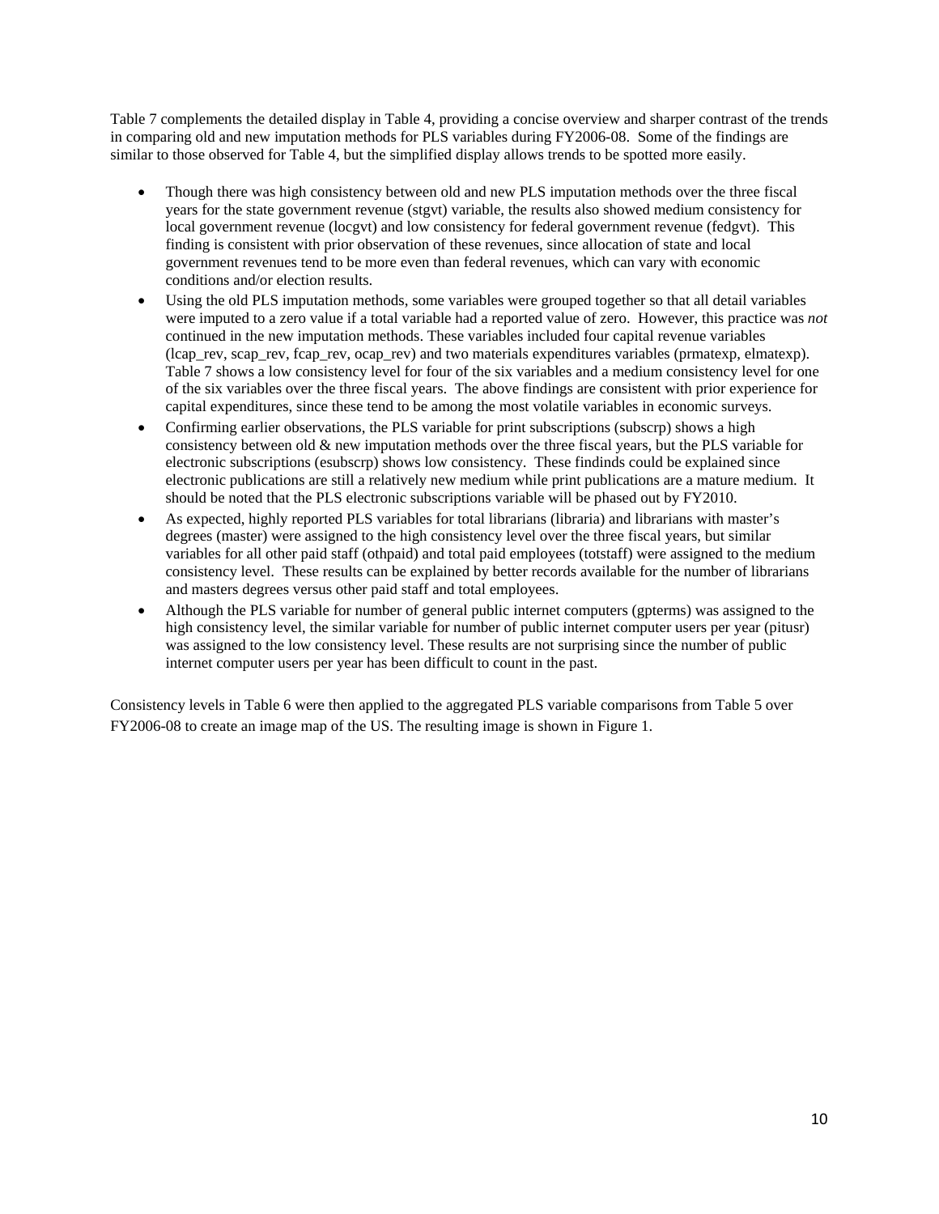Table 7 complements the detailed display in Table 4, providing a concise overview and sharper contrast of the trends in comparing old and new imputation methods for PLS variables during FY2006-08. Some of the findings are similar to those observed for Table 4, but the simplified display allows trends to be spotted more easily.

- Though there was high consistency between old and new PLS imputation methods over the three fiscal years for the state government revenue (stgvt) variable, the results also showed medium consistency for local government revenue (locgvt) and low consistency for federal government revenue (fedgvt). This finding is consistent with prior observation of these revenues, since allocation of state and local government revenues tend to be more even than federal revenues, which can vary with economic conditions and/or election results.
- Using the old PLS imputation methods, some variables were grouped together so that all detail variables were imputed to a zero value if a total variable had a reported value of zero. However, this practice was *not* continued in the new imputation methods. These variables included four capital revenue variables (lcap_rev, scap_rev, fcap_rev, ocap_rev) and two materials expenditures variables (prmatexp, elmatexp). Table 7 shows a low consistency level for four of the six variables and a medium consistency level for one of the six variables over the three fiscal years. The above findings are consistent with prior experience for capital expenditures, since these tend to be among the most volatile variables in economic surveys.
- Confirming earlier observations, the PLS variable for print subscriptions (subscrp) shows a high consistency between old & new imputation methods over the three fiscal years, but the PLS variable for electronic subscriptions (esubscrp) shows low consistency. These findinds could be explained since electronic publications are still a relatively new medium while print publications are a mature medium. It should be noted that the PLS electronic subscriptions variable will be phased out by FY2010.
- As expected, highly reported PLS variables for total librarians (libraria) and librarians with master's degrees (master) were assigned to the high consistency level over the three fiscal years, but similar variables for all other paid staff (othpaid) and total paid employees (totstaff) were assigned to the medium consistency level. These results can be explained by better records available for the number of librarians and masters degrees versus other paid staff and total employees.
- Although the PLS variable for number of general public internet computers (gpterms) was assigned to the high consistency level, the similar variable for number of public internet computer users per year (pitusr) was assigned to the low consistency level. These results are not surprising since the number of public internet computer users per year has been difficult to count in the past.

Consistency levels in Table 6 were then applied to the aggregated PLS variable comparisons from Table 5 over FY2006-08 to create an image map of the US. The resulting image is shown in Figure 1.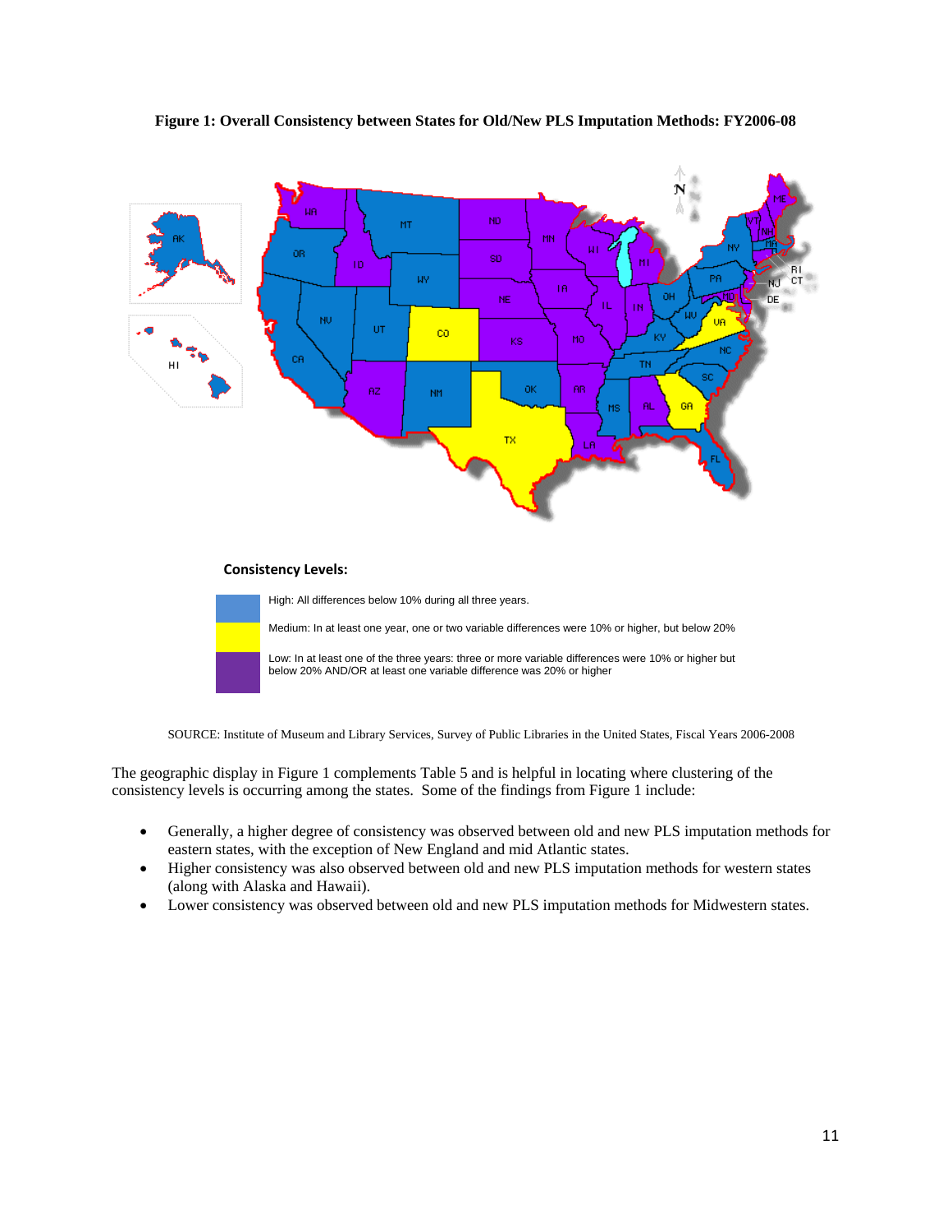**Figure 1: Overall Consistency between States for Old/New PLS Imputation Methods: FY2006-08**

**Consistency Levels:**

- High: All differences below 10% during all three years.
- Medium: In at least one year, one or two variable differences were 10% or higher, but below 20%
- Low: In at least one of the three years: three or more variable differences were 10% or higher but below 20% AND/OR at least one variable difference was 20% or higher

SOURCE: Institute of Museum and Library Services, Survey of Public Libraries in the United States, Fiscal Years 2006-2008

The geographic display in Figure 1 complements Table 5 and is helpful in locating where clustering of the consistency levels is occurring among the states. Some of the findings from Figure 1 include:

- Generally, a higher degree of consistency was observed between old and new PLS imputation methods for eastern states, with the exception of New England and mid Atlantic states.
- Higher consistency was also observed between old and new PLS imputation methods for western states (along with Alaska and Hawaii).
- Lower consistency was observed between old and new PLS imputation methods for Midwestern states.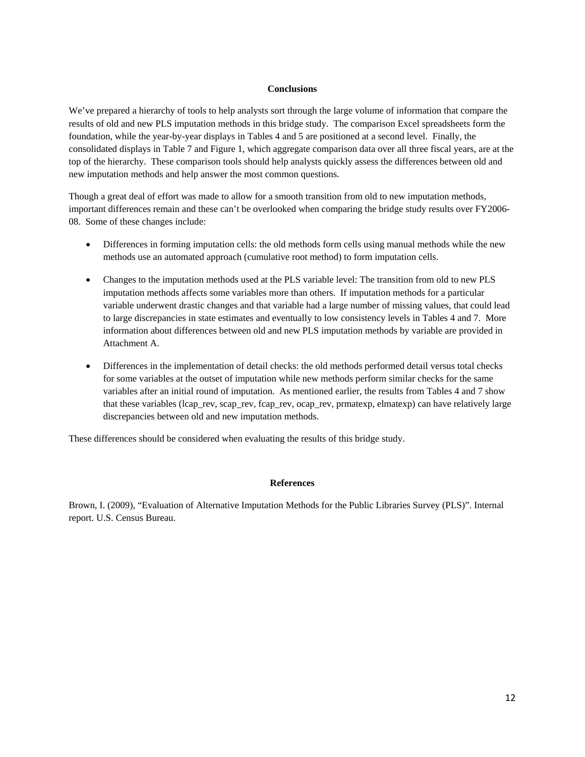## Conclusions

We've prepared a hierarchy of tools to help analysts sort through the large volume of information that compare the results of old and new PLS imputation methods in this bridge study. The comparison Excel spreadsheets form the foundation, while the year-by-year displays in Tables 4 and 5 are positioned at a second level. Finally, the consolidated displays in Table 7 and Figure 1, which aggregate comparison data over all three fiscal years, are at the top of the hierarchy. These comparison tools should help analysts quickly assess the differences between old and new imputation methods and help answer the most common questions.

Though a great deal of effort was made to allow for a smooth transition from old to new imputation methods, important differences remain and these can't be overlooked when comparing the bridge study results over FY2006-08. Some of these changes include:

- Differences in forming imputation cells: the old methods form cells using manual methods while the new methods use an automated approach (cumulative root method) to form imputation cells.
- Changes to the imputation methods used at the PLS variable level: The transition from old to new PLS imputation methods affects some variables more than others. If imputation methods for a particular variable underwent drastic changes and that variable had a large number of missing values, that could lead to large discrepancies in state estimates and eventually to low consistency levels in Tables 4 and 7. More information about differences between old and new PLS imputation methods by variable are provided in Attachment A.
- Differences in the implementation of detail checks: the old methods performed detail versus total checks for some variables at the outset of imputation while new methods perform similar checks for the same variables after an initial round of imputation. As mentioned earlier, the results from Tables 4 and 7 show that these variables (lcap_rev, scap_rev, fcap_rev, ocap_rev, prmatexp, elmatexp) can have relatively large discrepancies between old and new imputation methods.

These differences should be considered when evaluating the results of this bridge study.

## References

Brown, I. (2009), "Evaluation of Alternative Imputation Methods for the Public Libraries Survey (PLS)". Internal report. U.S. Census Bureau.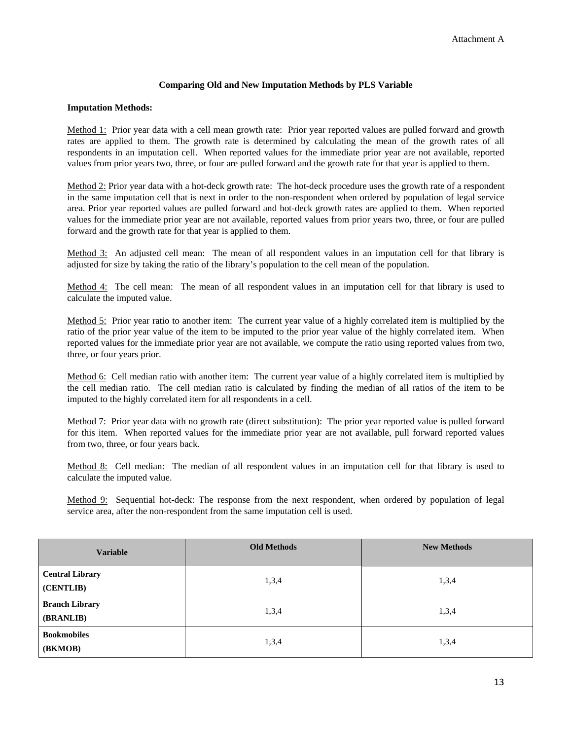Attachment A

## Comparing Old and New Imputation Methods by PLS Variable

**Imputation Methods:**

Method 1: Prior year data with a cell mean growth rate: Prior year reported values are pulled forward and growth rates are applied to them. The growth rate is determined by calculating the mean of the growth rates of all respondents in an imputation cell. When reported values for the immediate prior year are not available, reported values from prior years two, three, or four are pulled forward and the growth rate for that year is applied to them.

Method 2: Prior year data with a hot-deck growth rate: The hot-deck procedure uses the growth rate of a respondent in the same imputation cell that is next in order to the non-respondent when ordered by population of legal service area. Prior year reported values are pulled forward and hot-deck growth rates are applied to them. When reported values for the immediate prior year are not available, reported values from prior years two, three, or four are pulled forward and the growth rate for that year is applied to them.

Method 3: An adjusted cell mean: The mean of all respondent values in an imputation cell for that library is adjusted for size by taking the ratio of the library's population to the cell mean of the population.

Method 4: The cell mean: The mean of all respondent values in an imputation cell for that library is used to calculate the imputed value.

Method 5: Prior year ratio to another item: The current year value of a highly correlated item is multiplied by the ratio of the prior year value of the item to be imputed to the prior year value of the highly correlated item. When reported values for the immediate prior year are not available, we compute the ratio using reported values from two, three, or four years prior.

Method 6: Cell median ratio with another item: The current year value of a highly correlated item is multiplied by the cell median ratio. The cell median ratio is calculated by finding the median of all ratios of the item to be imputed to the highly correlated item for all respondents in a cell.

Method 7: Prior year data with no growth rate (direct substitution): The prior year reported value is pulled forward for this item. When reported values for the immediate prior year are not available, pull forward reported values from two, three, or four years back.

Method 8: Cell median: The median of all respondent values in an imputation cell for that library is used to calculate the imputed value.

Method 9: Sequential hot-deck: The response from the next respondent, when ordered by population of legal service area, after the non-respondent from the same imputation cell is used.

| Variable | Old Methods | New Methods |
|---|---|---|
| **Central Library (CENTLIB)** | 1,3,4 | 1,3,4 |
| **Branch Library (BRANLIB)** | 1,3,4 | 1,3,4 |
| **Bookmobiles (BKMOB)** | 1,3,4 | 1,3,4 |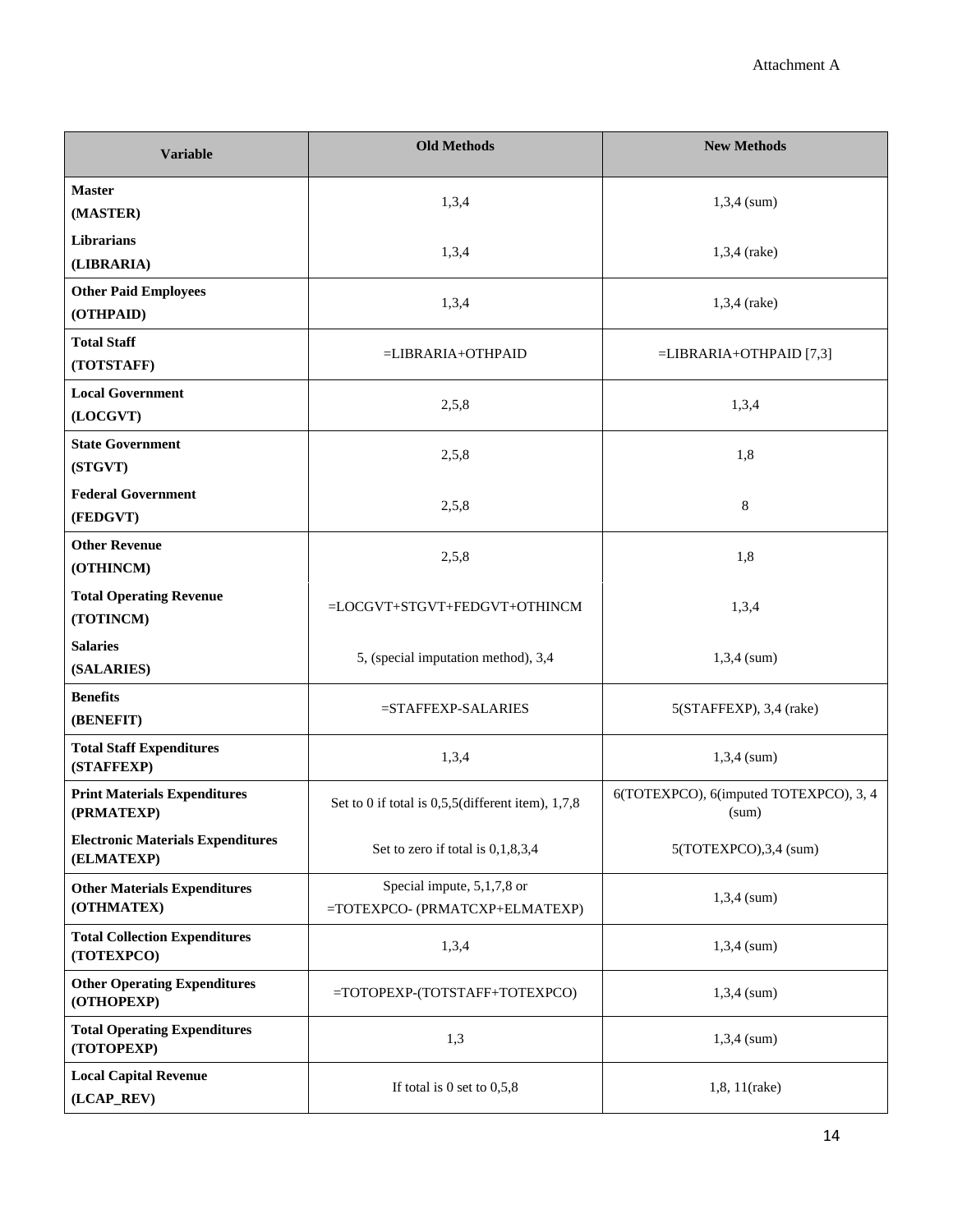Attachment A

| Variable | Old Methods | New Methods |
| --- | --- | --- |
| **Master (MASTER)** | 1,3,4 | 1,3,4 (sum) |
| **Librarians (LIBRARIA)** | 1,3,4 | 1,3,4 (rake) |
| **Other Paid Employees (OTHPAID)** | 1,3,4 | 1,3,4 (rake) |
| **Total Staff (TOTSTAFF)** | =LIBRARIA+OTHPAID | =LIBRARIA+OTHPAID [7,3] |
| **Local Government (LOCGVT)** | 2,5,8 | 1,3,4 |
| **State Government (STGVT)** | 2,5,8 | 1,8 |
| **Federal Government (FEDGVT)** | 2,5,8 | 8 |
| **Other Revenue (OTHINCM)** | 2,5,8 | 1,8 |
| **Total Operating Revenue (TOTINCM)** | =LOCGVT+STGVT+FEDGVT+OTHINCM | 1,3,4 |
| **Salaries (SALARIES)** | 5, (special imputation method), 3,4 | 1,3,4 (sum) |
| **Benefits (BENEFIT)** | =STAFFEXP-SALARIES | 5(STAFFEXP), 3,4 (rake) |
| **Total Staff Expenditures (STAFFEXP)** | 1,3,4 | 1,3,4 (sum) |
| **Print Materials Expenditures (PRMATEXP)** | Set to 0 if total is 0,5,5(different item), 1,7,8 | 6(TOTEXPCO), 6(imputed TOTEXPCO), 3, 4 (sum) |
| **Electronic Materials Expenditures (ELMATEXP)** | Set to zero if total is 0,1,8,3,4 | 5(TOTEXPCO),3,4 (sum) |
| **Other Materials Expenditures (OTHMATEX)** | Special impute, 5,1,7,8 or =TOTEXPCO- (PRMATCXP+ELMATEXP) | 1,3,4 (sum) |
| **Total Collection Expenditures (TOTEXPCO)** | 1,3,4 | 1,3,4 (sum) |
| **Other Operating Expenditures (OTHOPEXP)** | =TOTOPEXP-(TOTSTAFF+TOTEXPCO) | 1,3,4 (sum) |
| **Total Operating Expenditures (TOTOPEXP)** | 1,3 | 1,3,4 (sum) |
| **Local Capital Revenue (LCAP_REV)** | If total is 0 set to 0,5,8 | 1,8, 11(rake) |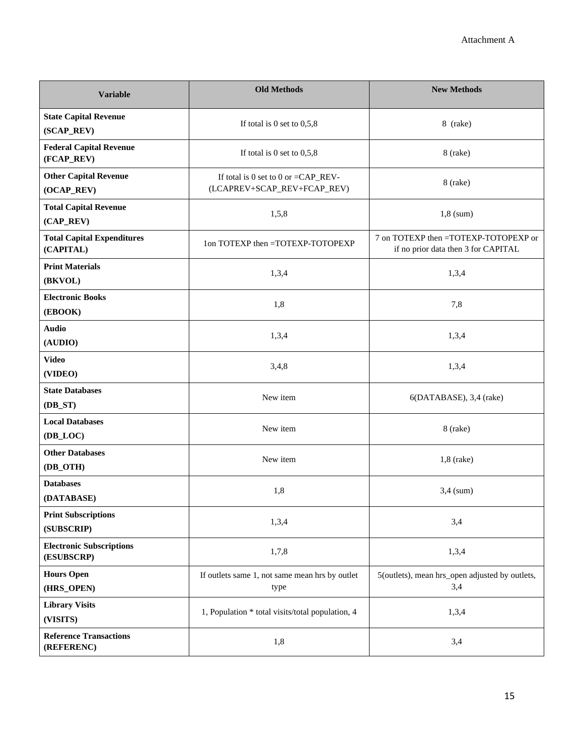Attachment A

| Variable | Old Methods | New Methods |
|---|---|---|
| **State Capital Revenue (SCAP_REV)** | If total is 0 set to 0,5,8 | 8 (rake) |
| **Federal Capital Revenue (FCAP_REV)** | If total is 0 set to 0,5,8 | 8 (rake) |
| **Other Capital Revenue (OCAP_REV)** | If total is 0 set to 0 or =CAP_REV-(LCAPREV+SCAP_REV+FCAP_REV) | 8 (rake) |
| **Total Capital Revenue (CAP_REV)** | 1,5,8 | 1,8 (sum) |
| **Total Capital Expenditures (CAPITAL)** | 1on TOTEXP then =TOTEXP-TOTOPEXP | 7 on TOTEXP then =TOTEXP-TOTOPEXP or if no prior data then 3 for CAPITAL |
| **Print Materials (BKVOL)** | 1,3,4 | 1,3,4 |
| **Electronic Books (EBOOK)** | 1,8 | 7,8 |
| **Audio (AUDIO)** | 1,3,4 | 1,3,4 |
| **Video (VIDEO)** | 3,4,8 | 1,3,4 |
| **State Databases (DB_ST)** | New item | 6(DATABASE), 3,4 (rake) |
| **Local Databases (DB_LOC)** | New item | 8 (rake) |
| **Other Databases (DB_OTH)** | New item | 1,8 (rake) |
| **Databases (DATABASE)** | 1,8 | 3,4 (sum) |
| **Print Subscriptions (SUBSCRIP)** | 1,3,4 | 3,4 |
| **Electronic Subscriptions (ESUBSCRP)** | 1,7,8 | 1,3,4 |
| **Hours Open (HRS_OPEN)** | If outlets same 1, not same mean hrs by outlet type | 5(outlets), mean hrs_open adjusted by outlets, 3,4 |
| **Library Visits (VISITS)** | 1, Population * total visits/total population, 4 | 1,3,4 |
| **Reference Transactions (REFERENC)** | 1,8 | 3,4 |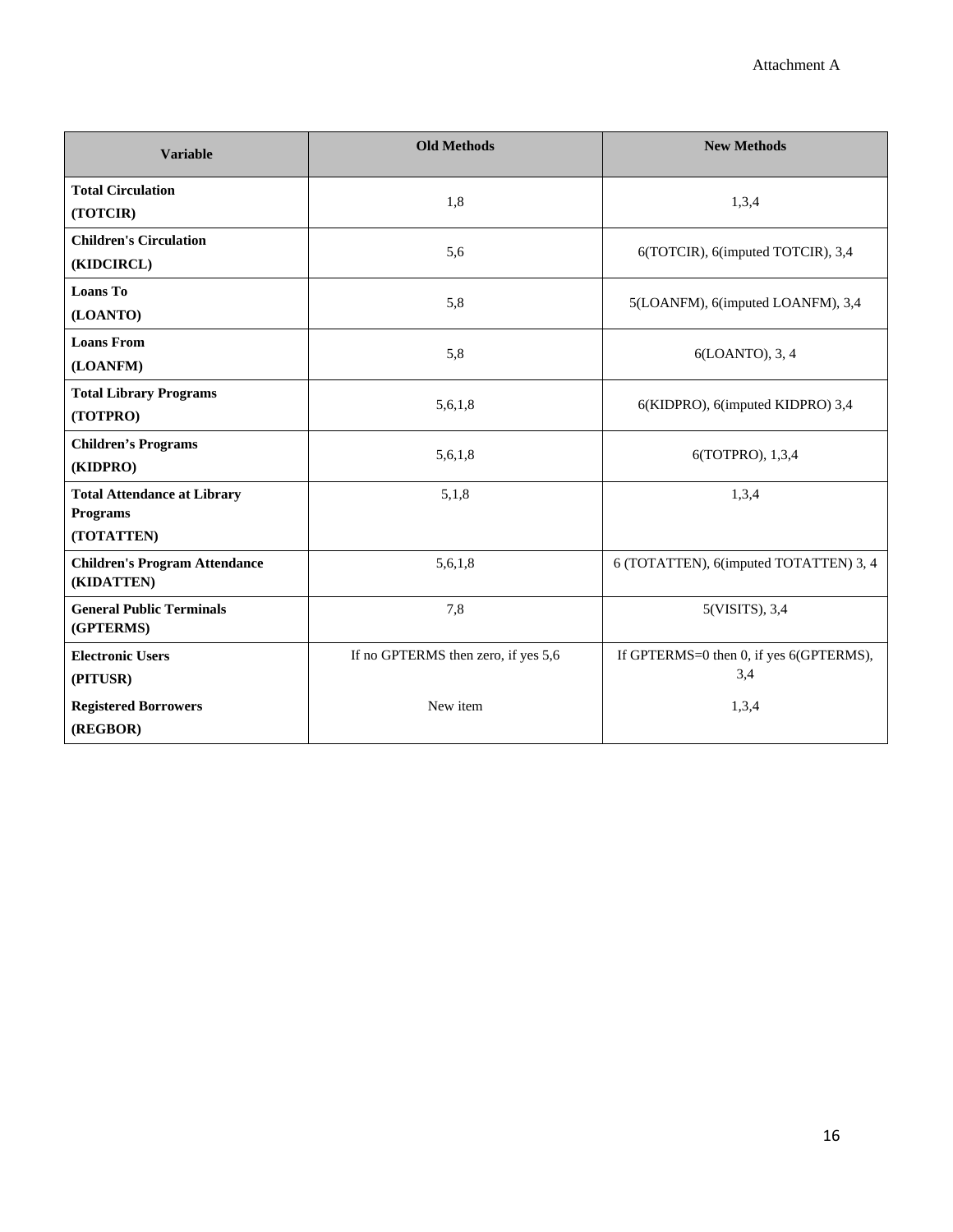Attachment A

| Variable | Old Methods | New Methods |
|---|---|---|
| **Total Circulation (TOTCIR)** | 1,8 | 1,3,4 |
| **Children's Circulation (KIDCIRCL)** | 5,6 | 6(TOTCIR), 6(imputed TOTCIR), 3,4 |
| **Loans To (LOANTO)** | 5,8 | 5(LOANFM), 6(imputed LOANFM), 3,4 |
| **Loans From (LOANFM)** | 5,8 | 6(LOANTO), 3, 4 |
| **Total Library Programs (TOTPRO)** | 5,6,1,8 | 6(KIDPRO), 6(imputed KIDPRO) 3,4 |
| **Children's Programs (KIDPRO)** | 5,6,1,8 | 6(TOTPRO), 1,3,4 |
| **Total Attendance at Library Programs (TOTATTEN)** | 5,1,8 | 1,3,4 |
| **Children's Program Attendance (KIDATTEN)** | 5,6,1,8 | 6 (TOTATTEN), 6(imputed TOTATTEN) 3, 4 |
| **General Public Terminals (GPTERMS)** | 7,8 | 5(VISITS), 3,4 |
| **Electronic Users (PITUSR)** | If no GPTERMS then zero, if yes 5,6 | If GPTERMS=0 then 0, if yes 6(GPTERMS), 3,4 |
| **Registered Borrowers (REGBOR)** | New item | 1,3,4 |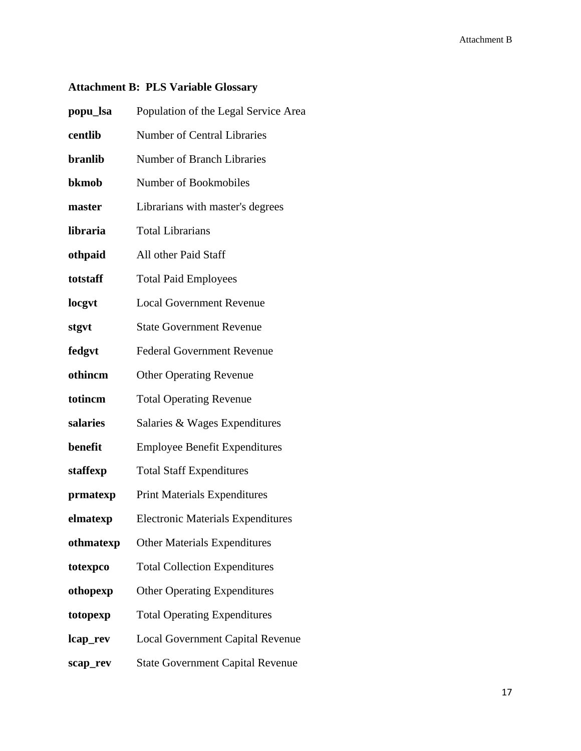## Attachment B: PLS Variable Glossary

**popu_lsa** Population of the Legal Service Area

**centlib** Number of Central Libraries

**branlib** Number of Branch Libraries

**bkmob** Number of Bookmobiles

**master** Librarians with master's degrees

**libraria** Total Librarians

**othpaid** All other Paid Staff

**totstaff** Total Paid Employees

**locgvt** Local Government Revenue

**stgvt** State Government Revenue

**fedgvt** Federal Government Revenue

**othincm** Other Operating Revenue

**totincm** Total Operating Revenue

**salaries** Salaries & Wages Expenditures

**benefit** Employee Benefit Expenditures

**staffexp** Total Staff Expenditures

**prmatexp** Print Materials Expenditures

**elmatexp** Electronic Materials Expenditures

**othmatexp** Other Materials Expenditures

**totexpco** Total Collection Expenditures

**othopexp** Other Operating Expenditures

**totopexp** Total Operating Expenditures

**lcap_rev** Local Government Capital Revenue

**scap_rev** State Government Capital Revenue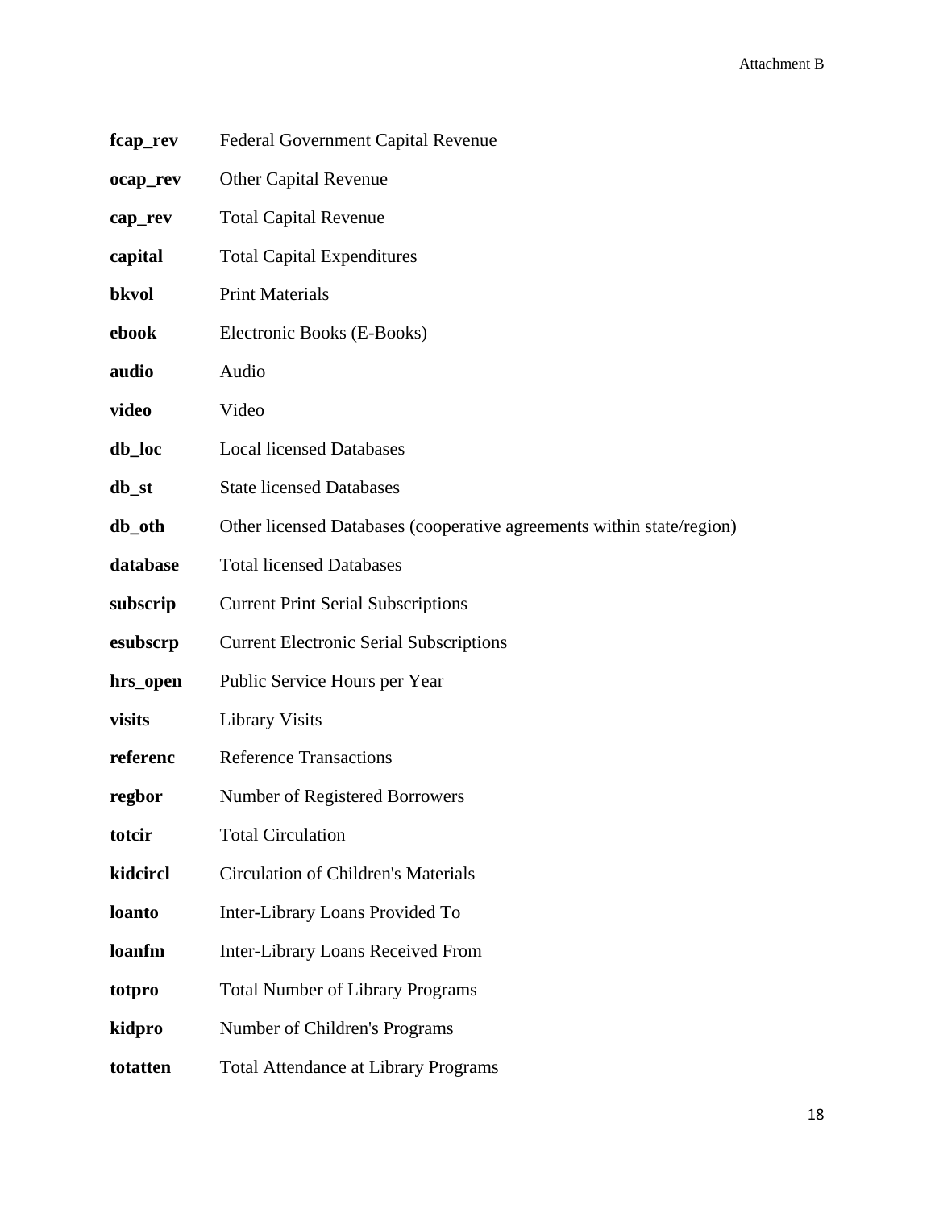| | |
|---|---|
| **fcap_rev** | Federal Government Capital Revenue |
| **ocap_rev** | Other Capital Revenue |
| **cap_rev** | Total Capital Revenue |
| **capital** | Total Capital Expenditures |
| **bkvol** | Print Materials |
| **ebook** | Electronic Books (E-Books) |
| **audio** | Audio |
| **video** | Video |
| **db_loc** | Local licensed Databases |
| **db_st** | State licensed Databases |
| **db_oth** | Other licensed Databases (cooperative agreements within state/region) |
| **database** | Total licensed Databases |
| **subscrip** | Current Print Serial Subscriptions |
| **esubscrp** | Current Electronic Serial Subscriptions |
| **hrs_open** | Public Service Hours per Year |
| **visits** | Library Visits |
| **referenc** | Reference Transactions |
| **regbor** | Number of Registered Borrowers |
| **totcir** | Total Circulation |
| **kidcircl** | Circulation of Children's Materials |
| **loanto** | Inter-Library Loans Provided To |
| **loanfm** | Inter-Library Loans Received From |
| **totpro** | Total Number of Library Programs |
| **kidpro** | Number of Children's Programs |
| **totatten** | Total Attendance at Library Programs |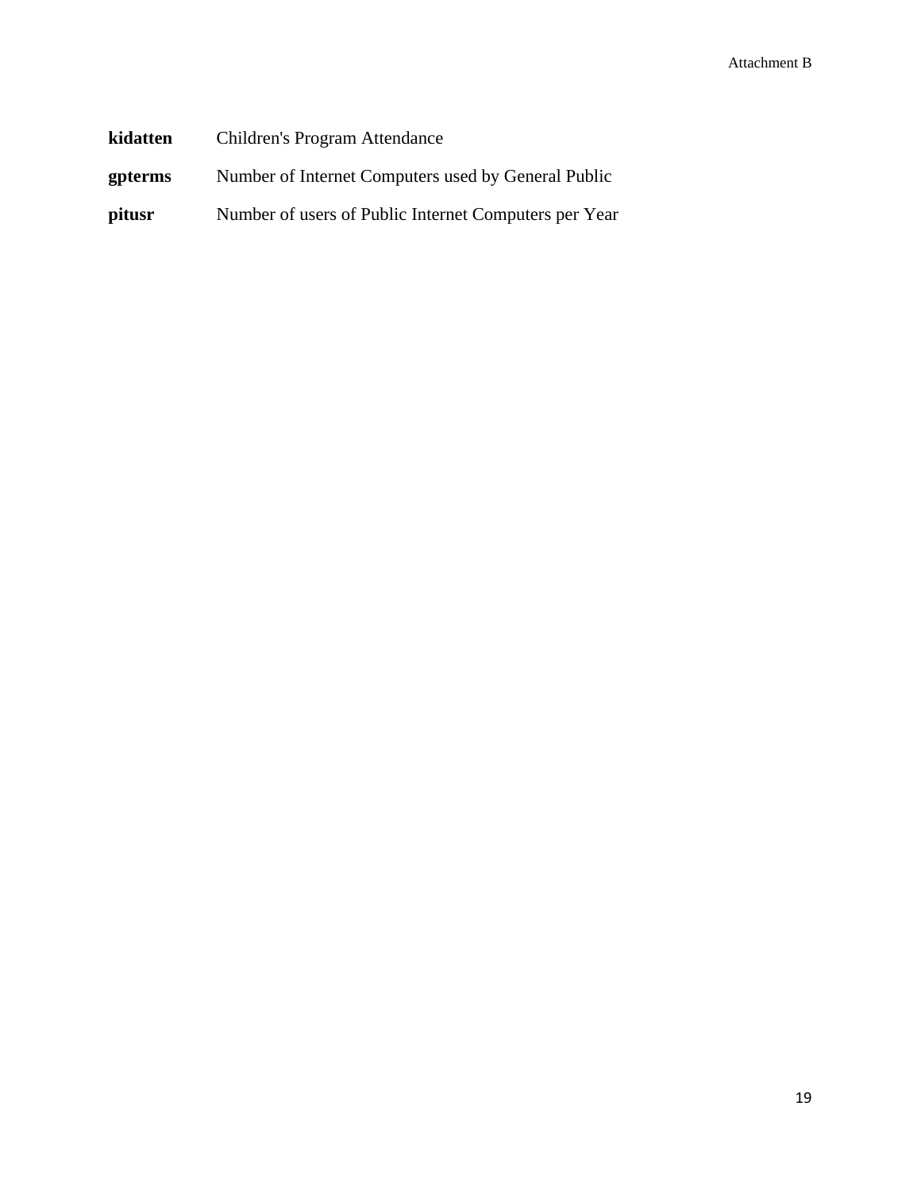**kidatten** Children's Program Attendance

**gpterms** Number of Internet Computers used by General Public

**pitusr** Number of users of Public Internet Computers per Year